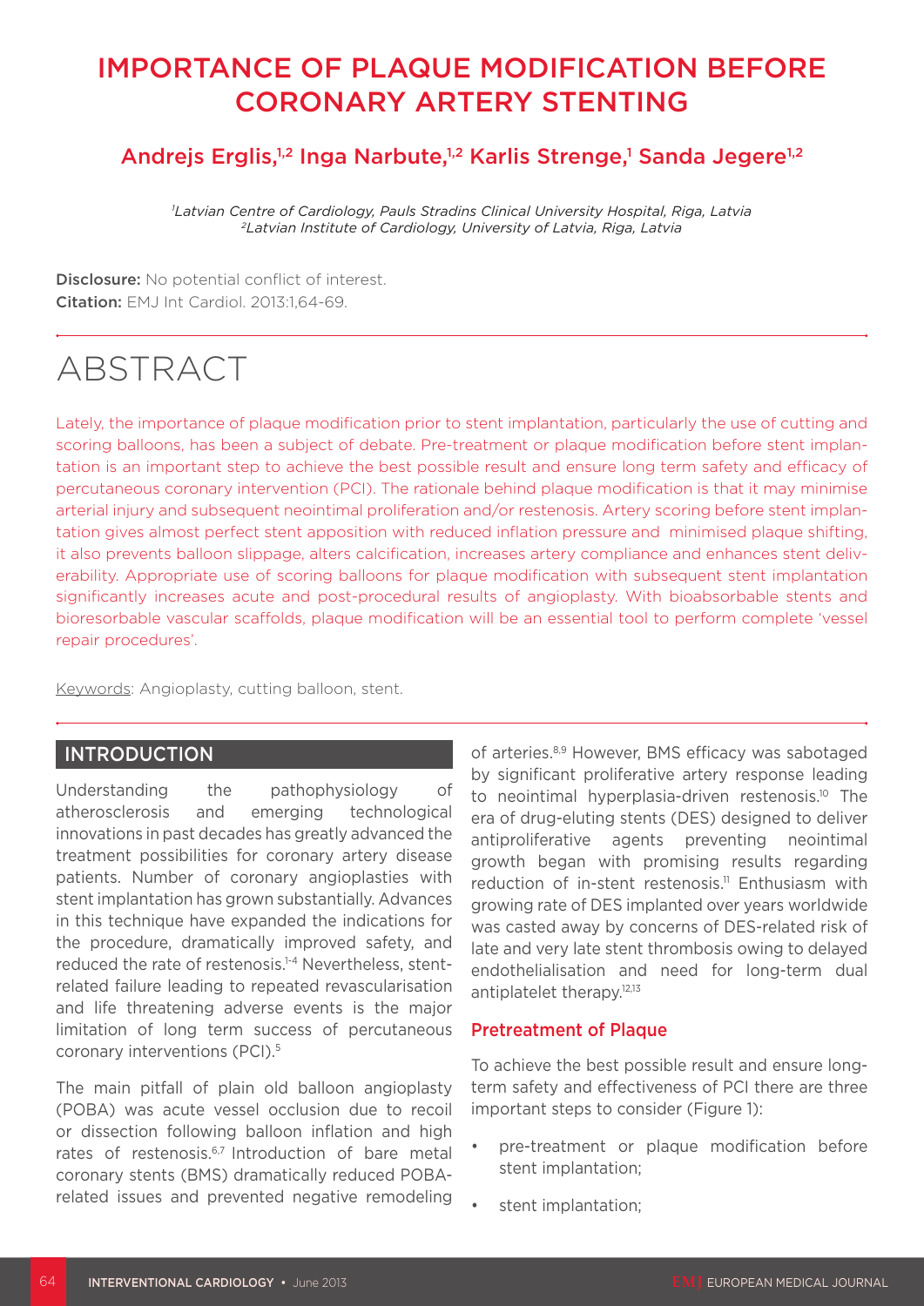# IMPORTANCE OF PLAQUE MODIFICATION BEFORE CORONARY ARTERY STENTING

**Andrejs Erglis,[1,2] Inga Narbute,[1,2] Karlis Strenge,[1] Sanda Jegere[1,2]**

*[1]Latvian Centre of Cardiology, Pauls Stradins Clinical University Hospital, Riga, Latvia*
*[2]Latvian Institute of Cardiology, University of Latvia, Riga, Latvia*

**Disclosure:** No potential conflict of interest.
**Citation:** EMJ Int Cardiol. 2013:1,64-69.

# ABSTRACT

Lately, the importance of plaque modification prior to stent implantation, particularly the use of cutting and scoring balloons, has been a subject of debate. Pre-treatment or plaque modification before stent implantation is an important step to achieve the best possible result and ensure long term safety and efficacy of percutaneous coronary intervention (PCI). The rationale behind plaque modification is that it may minimise arterial injury and subsequent neointimal proliferation and/or restenosis. Artery scoring before stent implantation gives almost perfect stent apposition with reduced inflation pressure and minimised plaque shifting, it also prevents balloon slippage, alters calcification, increases artery compliance and enhances stent deliverability. Appropriate use of scoring balloons for plaque modification with subsequent stent implantation significantly increases acute and post-procedural results of angioplasty. With bioabsorbable stents and bioresorbable vascular scaffolds, plaque modification will be an essential tool to perform complete 'vessel repair procedures'.

Keywords: Angioplasty, cutting balloon, stent.

## INTRODUCTION

Understanding the pathophysiology of atherosclerosis and emerging technological innovations in past decades has greatly advanced the treatment possibilities for coronary artery disease patients. Number of coronary angioplasties with stent implantation has grown substantially. Advances in this technique have expanded the indications for the procedure, dramatically improved safety, and reduced the rate of restenosis.[1-4] Nevertheless, stent-related failure leading to repeated revascularisation and life threatening adverse events is the major limitation of long term success of percutaneous coronary interventions (PCI).[5]

The main pitfall of plain old balloon angioplasty (POBA) was acute vessel occlusion due to recoil or dissection following balloon inflation and high rates of restenosis.[6,7] Introduction of bare metal coronary stents (BMS) dramatically reduced POBA-related issues and prevented negative remodeling of arteries.[8,9] However, BMS efficacy was sabotaged by significant proliferative artery response leading to neointimal hyperplasia-driven restenosis.[10] The era of drug-eluting stents (DES) designed to deliver antiproliferative agents preventing neointimal growth began with promising results regarding reduction of in-stent restenosis.[11] Enthusiasm with growing rate of DES implanted over years worldwide was casted away by concerns of DES-related risk of late and very late stent thrombosis owing to delayed endothelialisation and need for long-term dual antiplatelet therapy.[12,13]

### Pretreatment of Plaque

To achieve the best possible result and ensure long-term safety and effectiveness of PCI there are three important steps to consider (Figure 1):

- pre-treatment or plaque modification before stent implantation;
- stent implantation;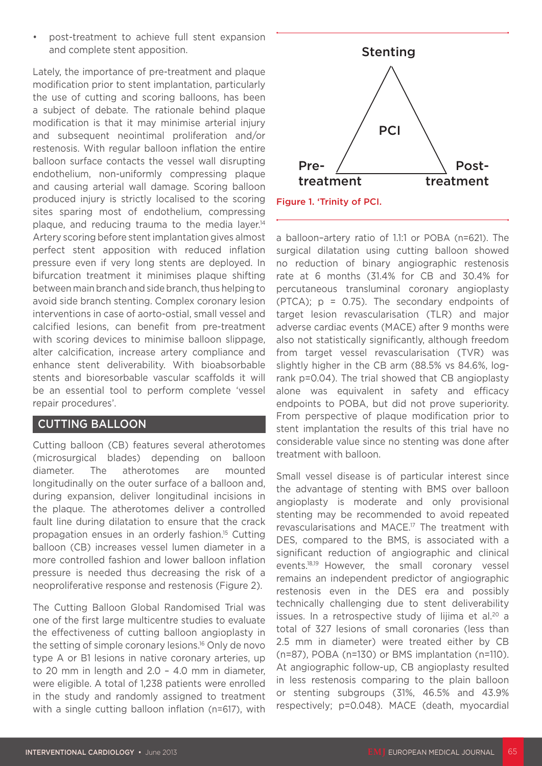- post-treatment to achieve full stent expansion and complete stent apposition.

Lately, the importance of pre-treatment and plaque modification prior to stent implantation, particularly the use of cutting and scoring balloons, has been a subject of debate. The rationale behind plaque modification is that it may minimise arterial injury and subsequent neointimal proliferation and/or restenosis. With regular balloon inflation the entire balloon surface contacts the vessel wall disrupting endothelium, non-uniformly compressing plaque and causing arterial wall damage. Scoring balloon produced injury is strictly localised to the scoring sites sparing most of endothelium, compressing plaque, and reducing trauma to the media layer.[14] Artery scoring before stent implantation gives almost perfect stent apposition with reduced inflation pressure even if very long stents are deployed. In bifurcation treatment it minimises plaque shifting between main branch and side branch, thus helping to avoid side branch stenting. Complex coronary lesion interventions in case of aorto-ostial, small vessel and calcified lesions, can benefit from pre-treatment with scoring devices to minimise balloon slippage, alter calcification, increase artery compliance and enhance stent deliverability. With bioabsorbable stents and bioresorbable vascular scaffolds it will be an essential tool to perform complete 'vessel repair procedures'.

Stenting

PCI

Pre-treatment

Post-treatment

Figure 1. 'Trinity of PCI.

## CUTTING BALLOON

Cutting balloon (CB) features several atherotomes (microsurgical blades) depending on balloon diameter. The atherotomes are mounted longitudinally on the outer surface of a balloon and, during expansion, deliver longitudinal incisions in the plaque. The atherotomes deliver a controlled fault line during dilatation to ensure that the crack propagation ensues in an orderly fashion.[15] Cutting balloon (CB) increases vessel lumen diameter in a more controlled fashion and lower balloon inflation pressure is needed thus decreasing the risk of a neoproliferative response and restenosis (Figure 2).

The Cutting Balloon Global Randomised Trial was one of the first large multicentre studies to evaluate the effectiveness of cutting balloon angioplasty in the setting of simple coronary lesions.[16] Only de novo type A or B1 lesions in native coronary arteries, up to 20 mm in length and 2.0 – 4.0 mm in diameter, were eligible. A total of 1,238 patients were enrolled in the study and randomly assigned to treatment with a single cutting balloon inflation (n=617), with a balloon–artery ratio of 1.1:1 or POBA (n=621). The surgical dilatation using cutting balloon showed no reduction of binary angiographic restenosis rate at 6 months (31.4% for CB and 30.4% for percutaneous transluminal coronary angioplasty (PTCA); $p = 0.75$). The secondary endpoints of target lesion revascularisation (TLR) and major adverse cardiac events (MACE) after 9 months were also not statistically significantly, although freedom from target vessel revascularisation (TVR) was slightly higher in the CB arm (88.5% vs 84.6%, log-rank p=0.04). The trial showed that CB angioplasty alone was equivalent in safety and efficacy endpoints to POBA, but did not prove superiority. From perspective of plaque modification prior to stent implantation the results of this trial have no considerable value since no stenting was done after treatment with balloon.

Small vessel disease is of particular interest since the advantage of stenting with BMS over balloon angioplasty is moderate and only provisional stenting may be recommended to avoid repeated revascularisations and MACE.[17] The treatment with DES, compared to the BMS, is associated with a significant reduction of angiographic and clinical events.[18,19] However, the small coronary vessel remains an independent predictor of angiographic restenosis even in the DES era and possibly technically challenging due to stent deliverability issues. In a retrospective study of Iijima et al.[20] a total of 327 lesions of small coronaries (less than 2.5 mm in diameter) were treated either by CB (n=87), POBA (n=130) or BMS implantation (n=110). At angiographic follow-up, CB angioplasty resulted in less restenosis comparing to the plain balloon or stenting subgroups (31%, 46.5% and 43.9% respectively; p=0.048). MACE (death, myocardial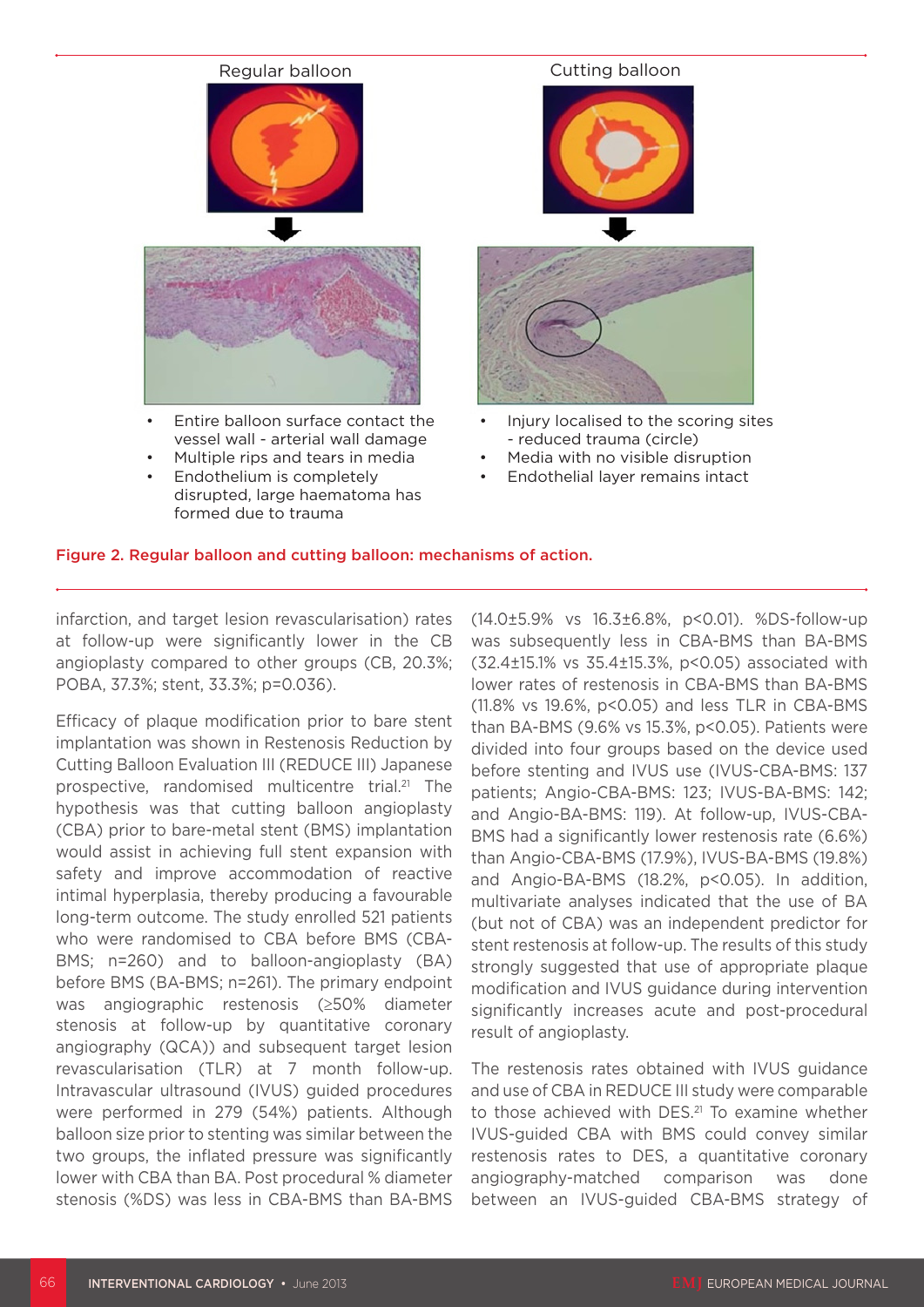Regular balloon

Cutting balloon

- Entire balloon surface contact the vessel wall - arterial wall damage
- Multiple rips and tears in media
- Endothelium is completely disrupted, large haematoma has formed due to trauma

- Injury localised to the scoring sites - reduced trauma (circle)
- Media with no visible disruption
- Endothelial layer remains intact

**Figure 2. Regular balloon and cutting balloon: mechanisms of action.**

infarction, and target lesion revascularisation) rates at follow-up were significantly lower in the CB angioplasty compared to other groups (CB, 20.3%; POBA, 37.3%; stent, 33.3%; p=0.036).

Efficacy of plaque modification prior to bare stent implantation was shown in Restenosis Reduction by Cutting Balloon Evaluation III (REDUCE III) Japanese prospective, randomised multicentre trial.[21] The hypothesis was that cutting balloon angioplasty (CBA) prior to bare-metal stent (BMS) implantation would assist in achieving full stent expansion with safety and improve accommodation of reactive intimal hyperplasia, thereby producing a favourable long-term outcome. The study enrolled 521 patients who were randomised to CBA before BMS (CBA-BMS; n=260) and to balloon-angioplasty (BA) before BMS (BA-BMS; n=261). The primary endpoint was angiographic restenosis (≥50% diameter stenosis at follow-up by quantitative coronary angiography (QCA)) and subsequent target lesion revascularisation (TLR) at 7 month follow-up. Intravascular ultrasound (IVUS) guided procedures were performed in 279 (54%) patients. Although balloon size prior to stenting was similar between the two groups, the inflated pressure was significantly lower with CBA than BA. Post procedural % diameter stenosis (%DS) was less in CBA-BMS than BA-BMS (14.0±5.9% vs 16.3±6.8%, p<0.01). %DS-follow-up was subsequently less in CBA-BMS than BA-BMS (32.4±15.1% vs 35.4±15.3%, p<0.05) associated with lower rates of restenosis in CBA-BMS than BA-BMS (11.8% vs 19.6%, p<0.05) and less TLR in CBA-BMS than BA-BMS (9.6% vs 15.3%, p<0.05). Patients were divided into four groups based on the device used before stenting and IVUS use (IVUS-CBA-BMS: 137 patients; Angio-CBA-BMS: 123; IVUS-BA-BMS: 142; and Angio-BA-BMS: 119). At follow-up, IVUS-CBA-BMS had a significantly lower restenosis rate (6.6%) than Angio-CBA-BMS (17.9%), IVUS-BA-BMS (19.8%) and Angio-BA-BMS (18.2%, p<0.05). In addition, multivariate analyses indicated that the use of BA (but not of CBA) was an independent predictor for stent restenosis at follow-up. The results of this study strongly suggested that use of appropriate plaque modification and IVUS guidance during intervention significantly increases acute and post-procedural result of angioplasty.

The restenosis rates obtained with IVUS guidance and use of CBA in REDUCE III study were comparable to those achieved with DES.[21] To examine whether IVUS-guided CBA with BMS could convey similar restenosis rates to DES, a quantitative coronary angiography-matched comparison was done between an IVUS-guided CBA-BMS strategy of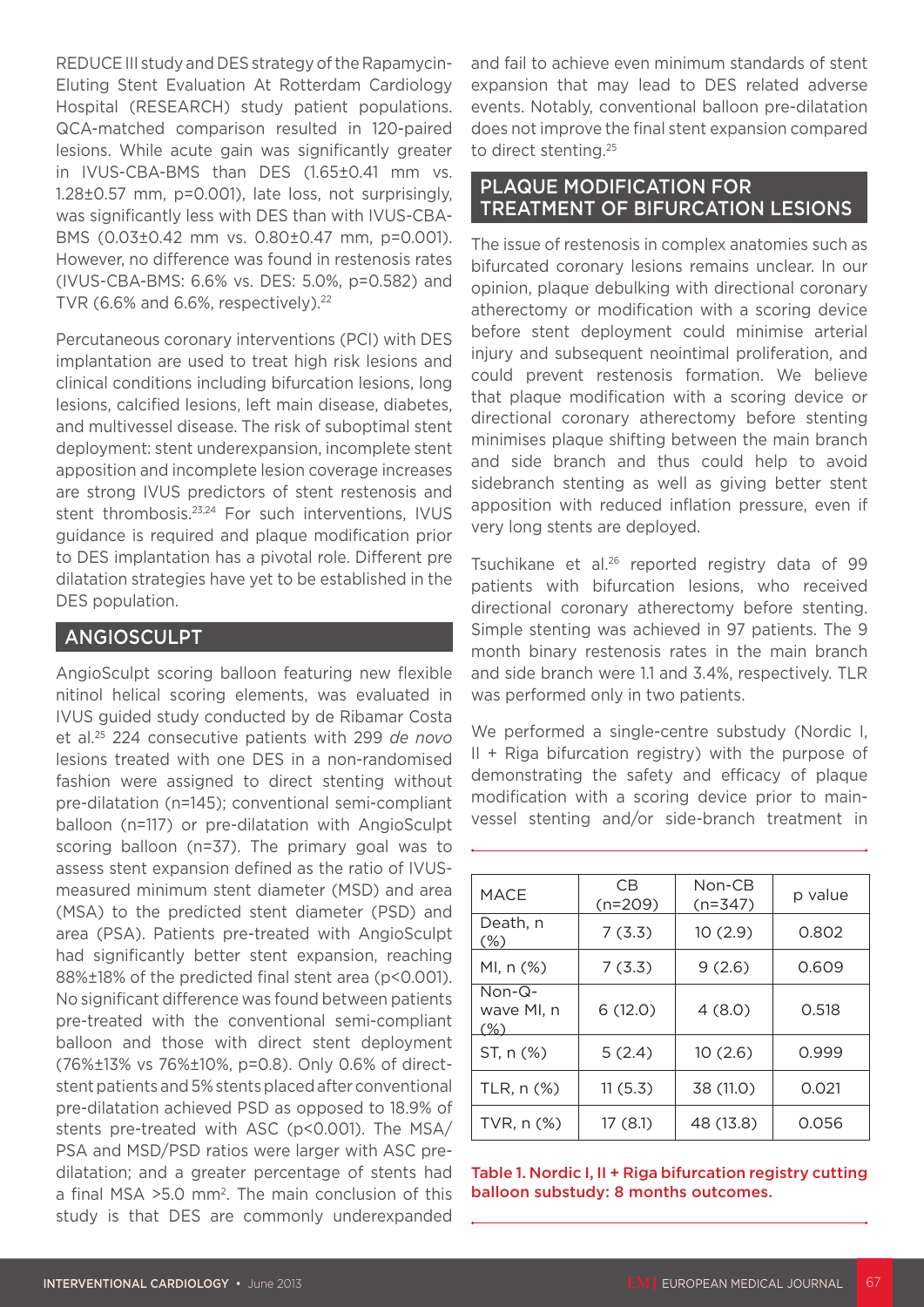REDUCE III study and DES strategy of the Rapamycin-Eluting Stent Evaluation At Rotterdam Cardiology Hospital (RESEARCH) study patient populations. QCA-matched comparison resulted in 120-paired lesions. While acute gain was significantly greater in IVUS-CBA-BMS than DES (1.65±0.41 mm vs. 1.28±0.57 mm, p=0.001), late loss, not surprisingly, was significantly less with DES than with IVUS-CBA-BMS (0.03±0.42 mm vs. 0.80±0.47 mm, p=0.001). However, no difference was found in restenosis rates (IVUS-CBA-BMS: 6.6% vs. DES: 5.0%, p=0.582) and TVR (6.6% and 6.6%, respectively).[22]

Percutaneous coronary interventions (PCI) with DES implantation are used to treat high risk lesions and clinical conditions including bifurcation lesions, long lesions, calcified lesions, left main disease, diabetes, and multivessel disease. The risk of suboptimal stent deployment: stent underexpansion, incomplete stent apposition and incomplete lesion coverage increases are strong IVUS predictors of stent restenosis and stent thrombosis.[23,24] For such interventions, IVUS guidance is required and plaque modification prior to DES implantation has a pivotal role. Different pre dilatation strategies have yet to be established in the DES population.

## ANGIOSCULPT

AngioSculpt scoring balloon featuring new flexible nitinol helical scoring elements, was evaluated in IVUS guided study conducted by de Ribamar Costa et al.[25] 224 consecutive patients with 299 *de novo* lesions treated with one DES in a non-randomised fashion were assigned to direct stenting without pre-dilatation (n=145); conventional semi-compliant balloon (n=117) or pre-dilatation with AngioSculpt scoring balloon (n=37). The primary goal was to assess stent expansion defined as the ratio of IVUS-measured minimum stent diameter (MSD) and area (MSA) to the predicted stent diameter (PSD) and area (PSA). Patients pre-treated with AngioSculpt had significantly better stent expansion, reaching 88%±18% of the predicted final stent area (p<0.001). No significant difference was found between patients pre-treated with the conventional semi-compliant balloon and those with direct stent deployment (76%±13% vs 76%±10%, p=0.8). Only 0.6% of direct-stent patients and 5% stents placed after conventional pre-dilatation achieved PSD as opposed to 18.9% of stents pre-treated with ASC (p<0.001). The MSA/PSA and MSD/PSD ratios were larger with ASC pre-dilatation; and a greater percentage of stents had a final MSA >5.0 mm$^2$. The main conclusion of this study is that DES are commonly underexpanded and fail to achieve even minimum standards of stent expansion that may lead to DES related adverse events. Notably, conventional balloon pre-dilatation does not improve the final stent expansion compared to direct stenting.[25]

## PLAQUE MODIFICATION FOR TREATMENT OF BIFURCATION LESIONS

The issue of restenosis in complex anatomies such as bifurcated coronary lesions remains unclear. In our opinion, plaque debulking with directional coronary atherectomy or modification with a scoring device before stent deployment could minimise arterial injury and subsequent neointimal proliferation, and could prevent restenosis formation. We believe that plaque modification with a scoring device or directional coronary atherectomy before stenting minimises plaque shifting between the main branch and side branch and thus could help to avoid sidebranch stenting as well as giving better stent apposition with reduced inflation pressure, even if very long stents are deployed.

Tsuchikane et al.[26] reported registry data of 99 patients with bifurcation lesions, who received directional coronary atherectomy before stenting. Simple stenting was achieved in 97 patients. The 9 month binary restenosis rates in the main branch and side branch were 1.1 and 3.4%, respectively. TLR was performed only in two patients.

We performed a single-centre substudy (Nordic I, II + Riga bifurcation registry) with the purpose of demonstrating the safety and efficacy of plaque modification with a scoring device prior to main-vessel stenting and/or side-branch treatment in

| MACE | CB (n=209) | Non-CB (n=347) | p value |
|---|---|---|---|
| Death, n (%) | 7 (3.3) | 10 (2.9) | 0.802 |
| MI, n (%) | 7 (3.3) | 9 (2.6) | 0.609 |
| Non-Q-wave MI, n (%) | 6 (12.0) | 4 (8.0) | 0.518 |
| ST, n (%) | 5 (2.4) | 10 (2.6) | 0.999 |
| TLR, n (%) | 11 (5.3) | 38 (11.0) | 0.021 |
| TVR, n (%) | 17 (8.1) | 48 (13.8) | 0.056 |

Table 1. Nordic I, II + Riga bifurcation registry cutting balloon substudy: 8 months outcomes.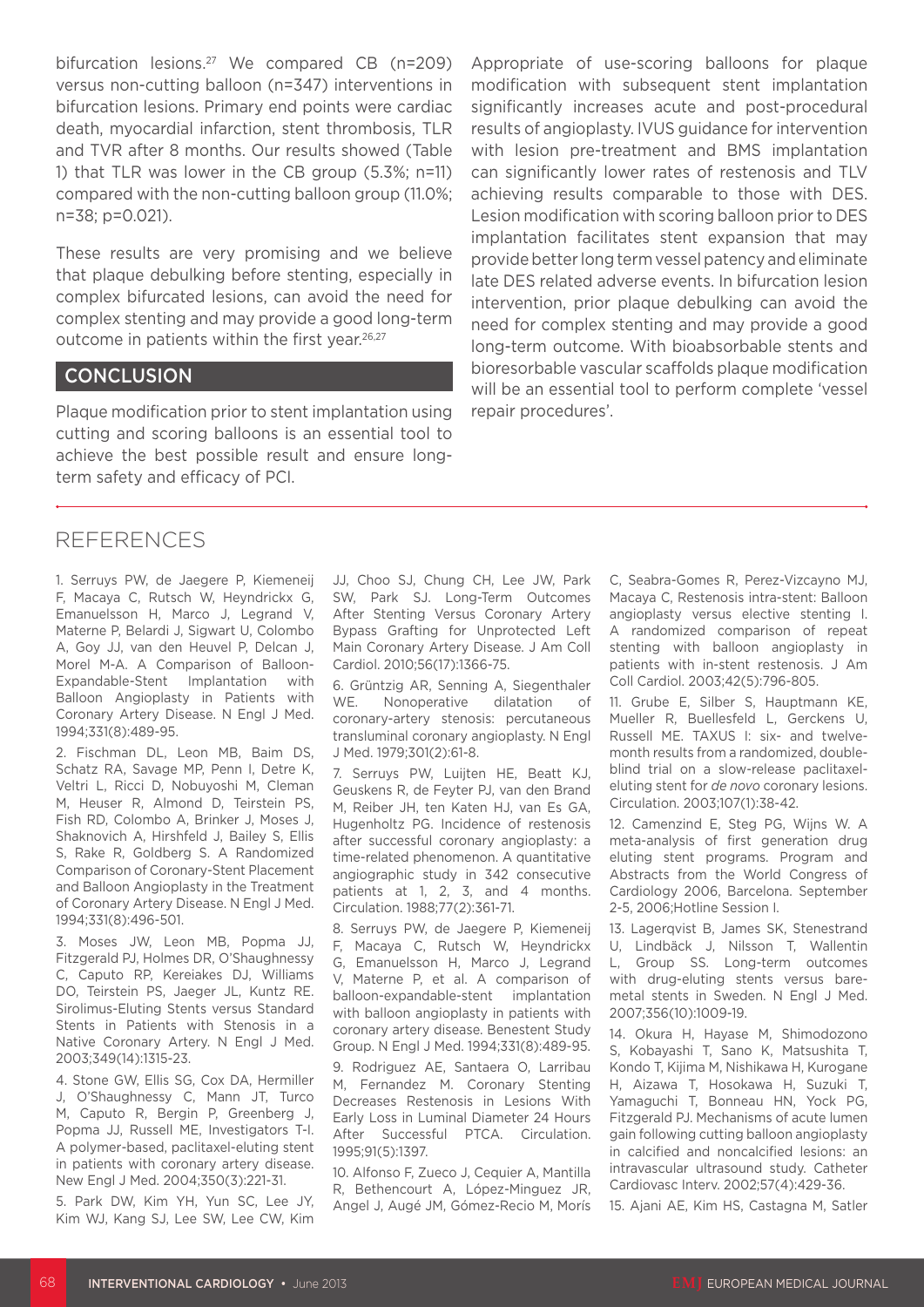bifurcation lesions.[27] We compared CB (n=209) versus non-cutting balloon (n=347) interventions in bifurcation lesions. Primary end points were cardiac death, myocardial infarction, stent thrombosis, TLR and TVR after 8 months. Our results showed (Table 1) that TLR was lower in the CB group (5.3%; n=11) compared with the non-cutting balloon group (11.0%; n=38; p=0.021).

These results are very promising and we believe that plaque debulking before stenting, especially in complex bifurcated lesions, can avoid the need for complex stenting and may provide a good long-term outcome in patients within the first year.[26,27]

## CONCLUSION

Plaque modification prior to stent implantation using cutting and scoring balloons is an essential tool to achieve the best possible result and ensure long-term safety and efficacy of PCI.

Appropriate of use-scoring balloons for plaque modification with subsequent stent implantation significantly increases acute and post-procedural results of angioplasty. IVUS guidance for intervention with lesion pre-treatment and BMS implantation can significantly lower rates of restenosis and TLV achieving results comparable to those with DES. Lesion modification with scoring balloon prior to DES implantation facilitates stent expansion that may provide better long term vessel patency and eliminate late DES related adverse events. In bifurcation lesion intervention, prior plaque debulking can avoid the need for complex stenting and may provide a good long-term outcome. With bioabsorbable stents and bioresorbable vascular scaffolds plaque modification will be an essential tool to perform complete 'vessel repair procedures'.

## REFERENCES

1. Serruys PW, de Jaegere P, Kiemeneij F, Macaya C, Rutsch W, Heyndrickx G, Emanuelsson H, Marco J, Legrand V, Materne P, Belardi J, Sigwart U, Colombo A, Goy JJ, van den Heuvel P, Delcan J, Morel M-A. A Comparison of Balloon-Expandable-Stent Implantation with Balloon Angioplasty in Patients with Coronary Artery Disease. N Engl J Med. 1994;331(8):489-95.

2. Fischman DL, Leon MB, Baim DS, Schatz RA, Savage MP, Penn I, Detre K, Veltri L, Ricci D, Nobuyoshi M, Cleman M, Heuser R, Almond D, Teirstein PS, Fish RD, Colombo A, Brinker J, Moses J, Shaknovich A, Hirshfeld J, Bailey S, Ellis S, Rake R, Goldberg S. A Randomized Comparison of Coronary-Stent Placement and Balloon Angioplasty in the Treatment of Coronary Artery Disease. N Engl J Med. 1994;331(8):496-501.

3. Moses JW, Leon MB, Popma JJ, Fitzgerald PJ, Holmes DR, O'Shaughnessy C, Caputo RP, Kereiakes DJ, Williams DO, Teirstein PS, Jaeger JL, Kuntz RE. Sirolimus-Eluting Stents versus Standard Stents in Patients with Stenosis in a Native Coronary Artery. N Engl J Med. 2003;349(14):1315-23.

4. Stone GW, Ellis SG, Cox DA, Hermiller J, O'Shaughnessy C, Mann JT, Turco M, Caputo R, Bergin P, Greenberg J, Popma JJ, Russell ME, Investigators T-I. A polymer-based, paclitaxel-eluting stent in patients with coronary artery disease. New Engl J Med. 2004;350(3):221-31.

5. Park DW, Kim YH, Yun SC, Lee JY, Kim WJ, Kang SJ, Lee SW, Lee CW, Kim JJ, Choo SJ, Chung CH, Lee JW, Park SW, Park SJ. Long-Term Outcomes After Stenting Versus Coronary Artery Bypass Grafting for Unprotected Left Main Coronary Artery Disease. J Am Coll Cardiol. 2010;56(17):1366-75.

6. Grüntzig AR, Senning A, Siegenthaler WE. Nonoperative dilatation of coronary-artery stenosis: percutaneous transluminal coronary angioplasty. N Engl J Med. 1979;301(2):61-8.

7. Serruys PW, Luijten HE, Beatt KJ, Geuskens R, de Feyter PJ, van den Brand M, Reiber JH, ten Katen HJ, van Es GA, Hugenholtz PG. Incidence of restenosis after successful coronary angioplasty: a time-related phenomenon. A quantitative angiographic study in 342 consecutive patients at 1, 2, 3, and 4 months. Circulation. 1988;77(2):361-71.

8. Serruys PW, de Jaegere P, Kiemeneij F, Macaya C, Rutsch W, Heyndrickx G, Emanuelsson H, Marco J, Legrand V, Materne P, et al. A comparison of balloon-expandable-stent implantation with balloon angioplasty in patients with coronary artery disease. Benestent Study Group. N Engl J Med. 1994;331(8):489-95.

9. Rodriguez AE, Santaera O, Larribau M, Fernandez M. Coronary Stenting Decreases Restenosis in Lesions With Early Loss in Luminal Diameter 24 Hours After Successful PTCA. Circulation. 1995;91(5):1397.

10. Alfonso F, Zueco J, Cequier A, Mantilla R, Bethencourt A, López-Minguez JR, Angel J, Augé JM, Gómez-Recio M, Morís C, Seabra-Gomes R, Perez-Vizcayno MJ, Macaya C, Restenosis intra-stent: Balloon angioplasty versus elective stenting I. A randomized comparison of repeat stenting with balloon angioplasty in patients with in-stent restenosis. J Am Coll Cardiol. 2003;42(5):796-805.

11. Grube E, Silber S, Hauptmann KE, Mueller R, Buellesfeld L, Gerckens U, Russell ME. TAXUS I: six- and twelve-month results from a randomized, double-blind trial on a slow-release paclitaxel-eluting stent for *de novo* coronary lesions. Circulation. 2003;107(1):38-42.

12. Camenzind E, Steg PG, Wijns W. A meta-analysis of first generation drug eluting stent programs. Program and Abstracts from the World Congress of Cardiology 2006, Barcelona. September 2-5, 2006;Hotline Session I.

13. Lagerqvist B, James SK, Stenestrand U, Lindbäck J, Nilsson T, Wallentin L, Group SS. Long-term outcomes with drug-eluting stents versus bare-metal stents in Sweden. N Engl J Med. 2007;356(10):1009-19.

14. Okura H, Hayase M, Shimodozono S, Kobayashi T, Sano K, Matsushita T, Kondo T, Kijima M, Nishikawa H, Kurogane H, Aizawa T, Hosokawa H, Suzuki T, Yamaguchi T, Bonneau HN, Yock PG, Fitzgerald PJ. Mechanisms of acute lumen gain following cutting balloon angioplasty in calcified and noncalcified lesions: an intravascular ultrasound study. Catheter Cardiovasc Interv. 2002;57(4):429-36.

15. Ajani AE, Kim HS, Castagna M, Satler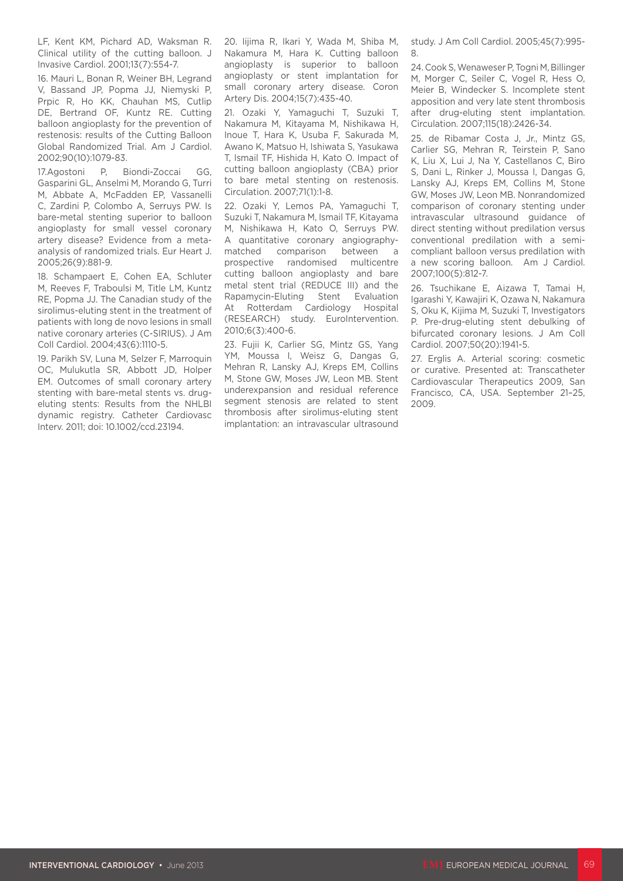LF, Kent KM, Pichard AD, Waksman R. Clinical utility of the cutting balloon. J Invasive Cardiol. 2001;13(7):554-7.

16. Mauri L, Bonan R, Weiner BH, Legrand V, Bassand JP, Popma JJ, Niemyski P, Prpic R, Ho KK, Chauhan MS, Cutlip DE, Bertrand OF, Kuntz RE. Cutting balloon angioplasty for the prevention of restenosis: results of the Cutting Balloon Global Randomized Trial. Am J Cardiol. 2002;90(10):1079-83.

17.Agostoni P, Biondi-Zoccai GG, Gasparini GL, Anselmi M, Morando G, Turri M, Abbate A, McFadden EP, Vassanelli C, Zardini P, Colombo A, Serruys PW. Is bare-metal stenting superior to balloon angioplasty for small vessel coronary artery disease? Evidence from a meta-analysis of randomized trials. Eur Heart J. 2005;26(9):881-9.

18. Schampaert E, Cohen EA, Schluter M, Reeves F, Traboulsi M, Title LM, Kuntz RE, Popma JJ. The Canadian study of the sirolimus-eluting stent in the treatment of patients with long de novo lesions in small native coronary arteries (C-SIRIUS). J Am Coll Cardiol. 2004;43(6):1110-5.

19. Parikh SV, Luna M, Selzer F, Marroquin OC, Mulukutla SR, Abbott JD, Holper EM. Outcomes of small coronary artery stenting with bare-metal stents vs. drug-eluting stents: Results from the NHLBI dynamic registry. Catheter Cardiovasc Interv. 2011; doi: 10.1002/ccd.23194.

20. Iijima R, Ikari Y, Wada M, Shiba M, Nakamura M, Hara K. Cutting balloon angioplasty is superior to balloon angioplasty or stent implantation for small coronary artery disease. Coron Artery Dis. 2004;15(7):435-40.

21. Ozaki Y, Yamaguchi T, Suzuki T, Nakamura M, Kitayama M, Nishikawa H, Inoue T, Hara K, Usuba F, Sakurada M, Awano K, Matsuo H, Ishiwata S, Yasukawa T, Ismail TF, Hishida H, Kato O. Impact of cutting balloon angioplasty (CBA) prior to bare metal stenting on restenosis. Circulation. 2007;71(1):1-8.

22. Ozaki Y, Lemos PA, Yamaguchi T, Suzuki T, Nakamura M, Ismail TF, Kitayama M, Nishikawa H, Kato O, Serruys PW. A quantitative coronary angiography-matched comparison between a prospective randomised multicentre cutting balloon angioplasty and bare metal stent trial (REDUCE III) and the Rapamycin-Eluting Stent Evaluation At Rotterdam Cardiology Hospital (RESEARCH) study. EuroIntervention. 2010;6(3):400-6.

23. Fujii K, Carlier SG, Mintz GS, Yang YM, Moussa I, Weisz G, Dangas G, Mehran R, Lansky AJ, Kreps EM, Collins M, Stone GW, Moses JW, Leon MB. Stent underexpansion and residual reference segment stenosis are related to stent thrombosis after sirolimus-eluting stent implantation: an intravascular ultrasound study. J Am Coll Cardiol. 2005;45(7):995-8.

24. Cook S, Wenaweser P, Togni M, Billinger M, Morger C, Seiler C, Vogel R, Hess O, Meier B, Windecker S. Incomplete stent apposition and very late stent thrombosis after drug-eluting stent implantation. Circulation. 2007;115(18):2426-34.

25. de Ribamar Costa J, Jr., Mintz GS, Carlier SG, Mehran R, Teirstein P, Sano K, Liu X, Lui J, Na Y, Castellanos C, Biro S, Dani L, Rinker J, Moussa I, Dangas G, Lansky AJ, Kreps EM, Collins M, Stone GW, Moses JW, Leon MB. Nonrandomized comparison of coronary stenting under intravascular ultrasound guidance of direct stenting without predilation versus conventional predilation with a semi-compliant balloon versus predilation with a new scoring balloon. Am J Cardiol. 2007;100(5):812-7.

26. Tsuchikane E, Aizawa T, Tamai H, Igarashi Y, Kawajiri K, Ozawa N, Nakamura S, Oku K, Kijima M, Suzuki T, Investigators P. Pre-drug-eluting stent debulking of bifurcated coronary lesions. J Am Coll Cardiol. 2007;50(20):1941-5.

27. Erglis A. Arterial scoring: cosmetic or curative. Presented at: Transcatheter Cardiovascular Therapeutics 2009, San Francisco, CA, USA. September 21–25, 2009.